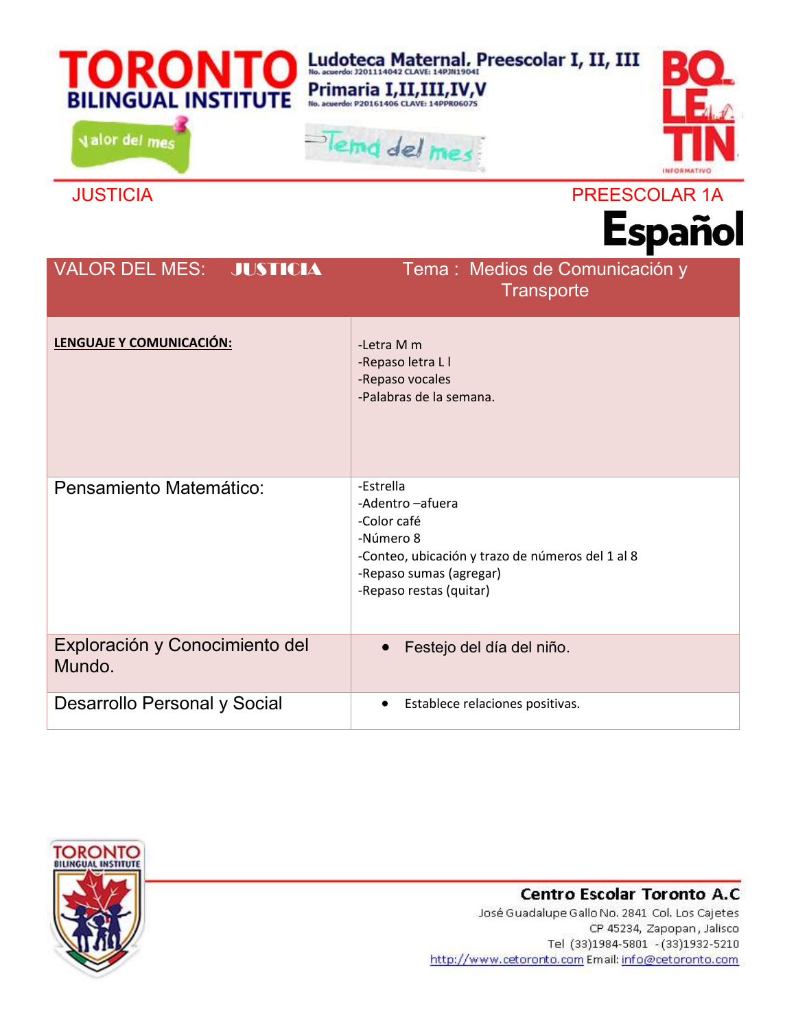# TORONTO BILINGUAL INSTITUTE

Ludoteca Maternal, Preescolar I, II, III
No. acuerdo: J201114042 CLAVE: 14PJN1904I

Primaria I,II,III,IV,V
No. acuerdo: P20161406 CLAVE: 14PPR0607S

Valor del mes

Tema del mes

BOLETIN INFORMATIVO

JUSTICIA

PREESCOLAR 1A

## Español

| VALOR DEL MES: **JUSTICIA** | Tema : Medios de Comunicación y Transporte |
|---|---|
| **LENGUAJE Y COMUNICACIÓN:** | -Letra M m<br>-Repaso letra L l<br>-Repaso vocales<br>-Palabras de la semana. |
| Pensamiento Matemático: | -Estrella<br>-Adentro –afuera<br>-Color café<br>-Número 8<br>-Conteo, ubicación y trazo de números del 1 al 8<br>-Repaso sumas (agregar)<br>-Repaso restas (quitar) |
| Exploración y Conocimiento del Mundo. | • Festejo del día del niño. |
| Desarrollo Personal y Social | • Establece relaciones positivas. |

**Centro Escolar Toronto A.C**
José Guadalupe Gallo No. 2841 Col. Los Cajetes
CP 45234, Zapopan, Jalisco
Tel (33)1984-5801 - (33)1932-5210
http://www.cetoronto.com Email: info@cetoronto.com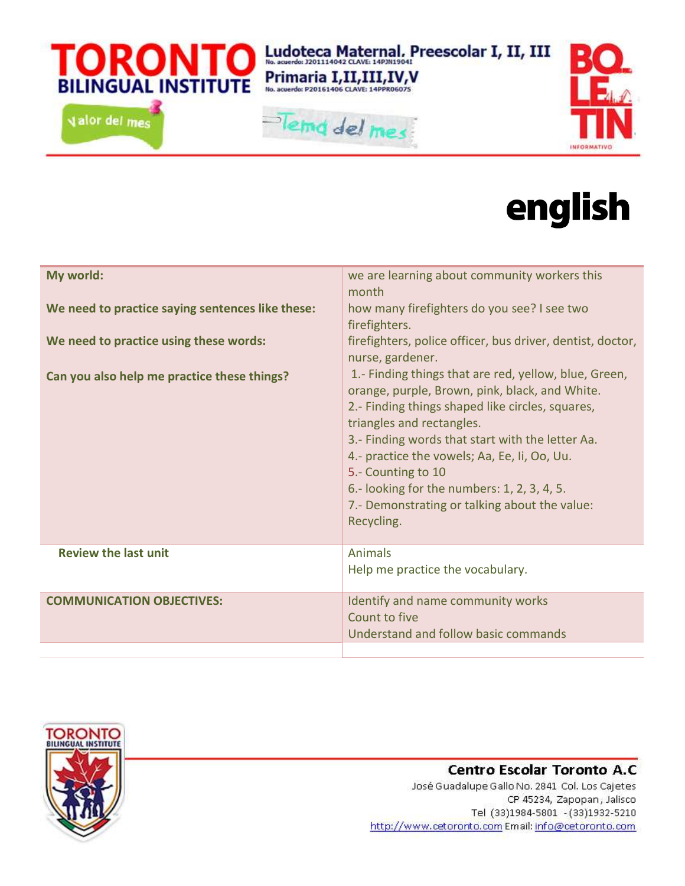# TORONTO BILINGUAL INSTITUTE

**Ludoteca Maternal, Preescolar I, II, III**
No. acuerdo: J201114042 CLAVE: 14PJN1904I

**Primaria I,II,III,IV,V**
No. acuerdo: P20161406 CLAVE: 14PPR0607S

Valor del mes

Tema del mes

BOLETIN INFORMATIVO

# english

| | |
|---|---|
| **My world:** | we are learning about community workers this month |
| **We need to practice saying sentences like these:** | how many firefighters do you see? I see two firefighters. |
| **We need to practice using these words:** | firefighters, police officer, bus driver, dentist, doctor, nurse, gardener. |
| **Can you also help me practice these things?** | 1.- Finding things that are red, yellow, blue, Green, orange, purple, Brown, pink, black, and White.<br>2.- Finding things shaped like circles, squares, triangles and rectangles.<br>3.- Finding words that start with the letter Aa.<br>4.- practice the vowels; Aa, Ee, Ii, Oo, Uu.<br>5.- Counting to 10<br>6.- looking for the numbers: 1, 2, 3, 4, 5.<br>7.- Demonstrating or talking about the value: Recycling. |
| **Review the last unit** | Animals<br>Help me practice the vocabulary. |
| **COMMUNICATION OBJECTIVES:** | Identify and name community works<br>Count to five<br>Understand and follow basic commands |

**Centro Escolar Toronto A.C**
José Guadalupe Gallo No. 2841 Col. Los Cajetes
CP 45234, Zapopan, Jalisco
Tel (33)1984-5801 - (33)1932-5210
http://www.cetoronto.com Email: info@cetoronto.com